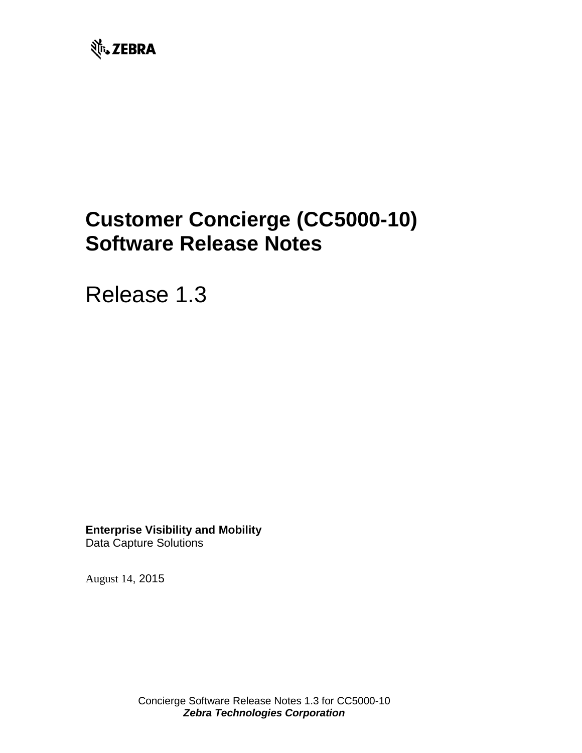ZEBRA

# Customer Concierge (CC5000-10) Software Release Notes

Release 1.3

**Enterprise Visibility and Mobility**
Data Capture Solutions

August 14, 2015

Concierge Software Release Notes 1.3 for CC5000-10
***Zebra Technologies Corporation***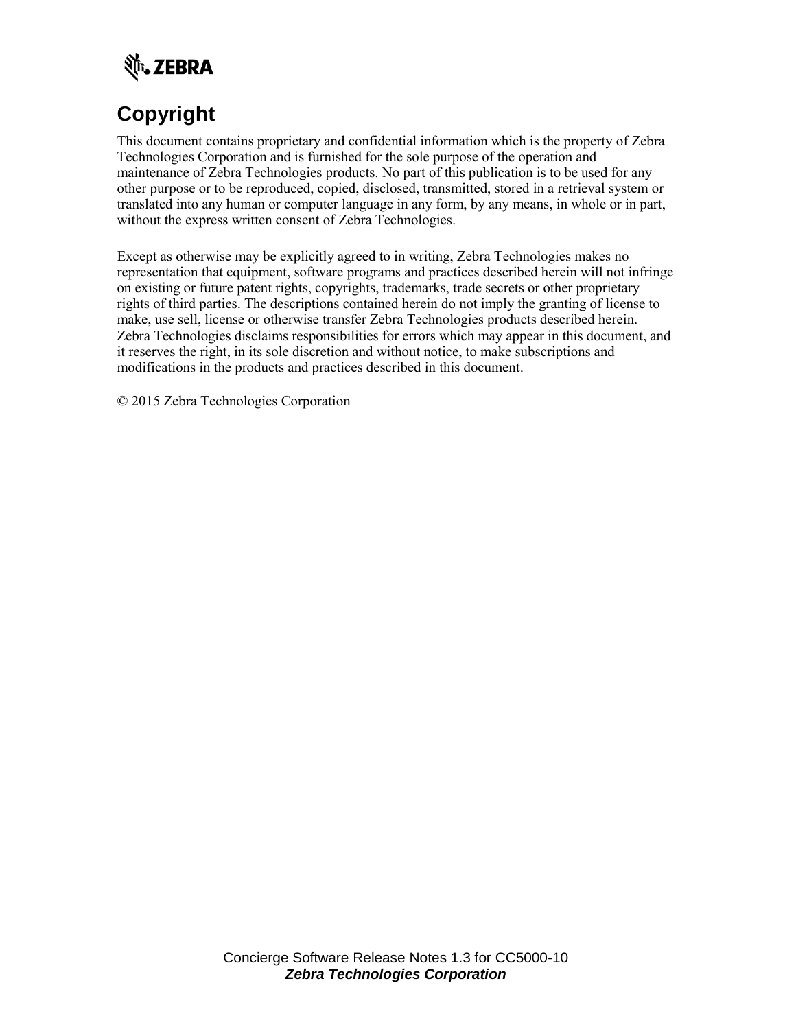# Copyright

This document contains proprietary and confidential information which is the property of Zebra Technologies Corporation and is furnished for the sole purpose of the operation and maintenance of Zebra Technologies products. No part of this publication is to be used for any other purpose or to be reproduced, copied, disclosed, transmitted, stored in a retrieval system or translated into any human or computer language in any form, by any means, in whole or in part, without the express written consent of Zebra Technologies.

Except as otherwise may be explicitly agreed to in writing, Zebra Technologies makes no representation that equipment, software programs and practices described herein will not infringe on existing or future patent rights, copyrights, trademarks, trade secrets or other proprietary rights of third parties. The descriptions contained herein do not imply the granting of license to make, use sell, license or otherwise transfer Zebra Technologies products described herein. Zebra Technologies disclaims responsibilities for errors which may appear in this document, and it reserves the right, in its sole discretion and without notice, to make subscriptions and modifications in the products and practices described in this document.

© 2015 Zebra Technologies Corporation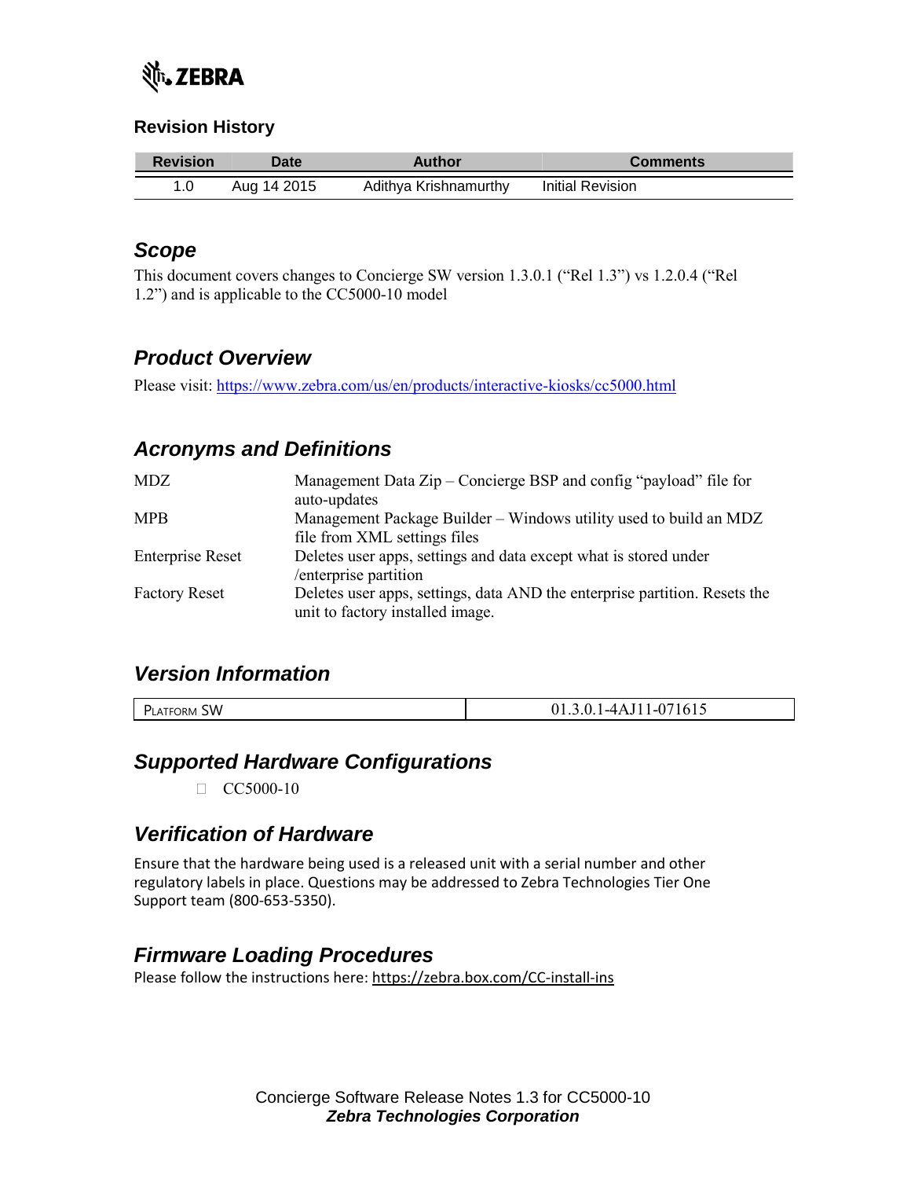## Revision History

| Revision | Date | Author | Comments |
|---|---|---|---|
| 1.0 | Aug 14 2015 | Adithya Krishnamurthy | Initial Revision |

## *Scope*

This document covers changes to Concierge SW version 1.3.0.1 ("Rel 1.3") vs 1.2.0.4 ("Rel 1.2") and is applicable to the CC5000-10 model

## *Product Overview*

Please visit: https://www.zebra.com/us/en/products/interactive-kiosks/cc5000.html

## *Acronyms and Definitions*

| | |
|---|---|
| MDZ | Management Data Zip – Concierge BSP and config "payload" file for auto-updates |
| MPB | Management Package Builder – Windows utility used to build an MDZ file from XML settings files |
| Enterprise Reset | Deletes user apps, settings and data except what is stored under /enterprise partition |
| Factory Reset | Deletes user apps, settings, data AND the enterprise partition. Resets the unit to factory installed image. |

## *Version Information*

| | |
|---|---|
| Platform SW | 01.3.0.1-4AJ11-071615 |

## *Supported Hardware Configurations*

- CC5000-10

## *Verification of Hardware*

Ensure that the hardware being used is a released unit with a serial number and other regulatory labels in place. Questions may be addressed to Zebra Technologies Tier One Support team (800-653-5350).

## *Firmware Loading Procedures*

Please follow the instructions here: https://zebra.box.com/CC-install-ins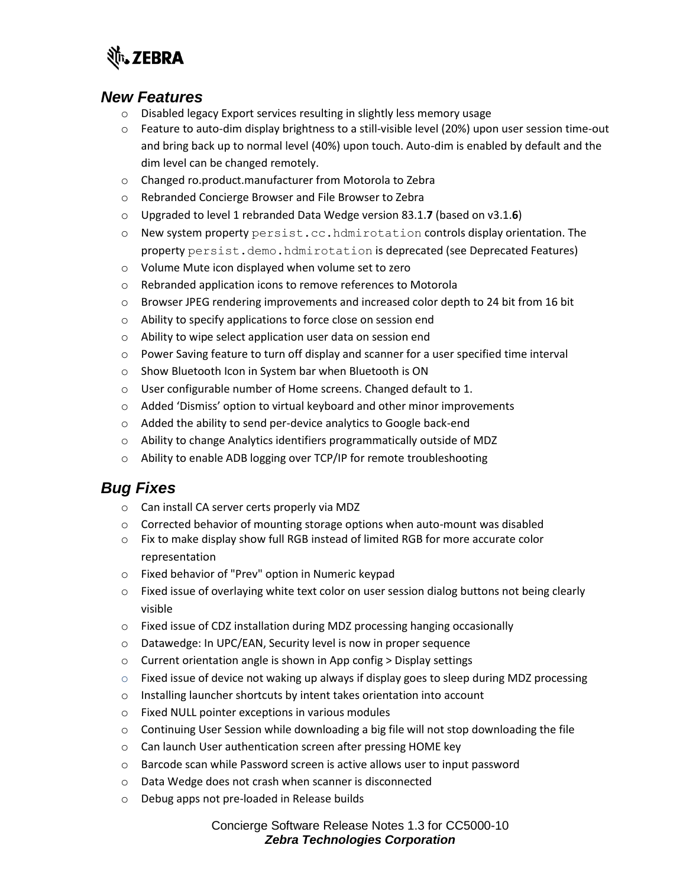## *New Features*

- Disabled legacy Export services resulting in slightly less memory usage
- Feature to auto-dim display brightness to a still-visible level (20%) upon user session time-out and bring back up to normal level (40%) upon touch. Auto-dim is enabled by default and the dim level can be changed remotely.
- Changed ro.product.manufacturer from Motorola to Zebra
- Rebranded Concierge Browser and File Browser to Zebra
- Upgraded to level 1 rebranded Data Wedge version 83.1.**7** (based on v3.1.**6**)
- New system property `persist.cc.hdmirotation` controls display orientation. The property `persist.demo.hdmirotation` is deprecated (see Deprecated Features)
- Volume Mute icon displayed when volume set to zero
- Rebranded application icons to remove references to Motorola
- Browser JPEG rendering improvements and increased color depth to 24 bit from 16 bit
- Ability to specify applications to force close on session end
- Ability to wipe select application user data on session end
- Power Saving feature to turn off display and scanner for a user specified time interval
- Show Bluetooth Icon in System bar when Bluetooth is ON
- User configurable number of Home screens. Changed default to 1.
- Added 'Dismiss' option to virtual keyboard and other minor improvements
- Added the ability to send per-device analytics to Google back-end
- Ability to change Analytics identifiers programmatically outside of MDZ
- Ability to enable ADB logging over TCP/IP for remote troubleshooting

## *Bug Fixes*

- Can install CA server certs properly via MDZ
- Corrected behavior of mounting storage options when auto-mount was disabled
- Fix to make display show full RGB instead of limited RGB for more accurate color representation
- Fixed behavior of "Prev" option in Numeric keypad
- Fixed issue of overlaying white text color on user session dialog buttons not being clearly visible
- Fixed issue of CDZ installation during MDZ processing hanging occasionally
- Datawedge: In UPC/EAN, Security level is now in proper sequence
- Current orientation angle is shown in App config > Display settings
- Fixed issue of device not waking up always if display goes to sleep during MDZ processing
- Installing launcher shortcuts by intent takes orientation into account
- Fixed NULL pointer exceptions in various modules
- Continuing User Session while downloading a big file will not stop downloading the file
- Can launch User authentication screen after pressing HOME key
- Barcode scan while Password screen is active allows user to input password
- Data Wedge does not crash when scanner is disconnected
- Debug apps not pre-loaded in Release builds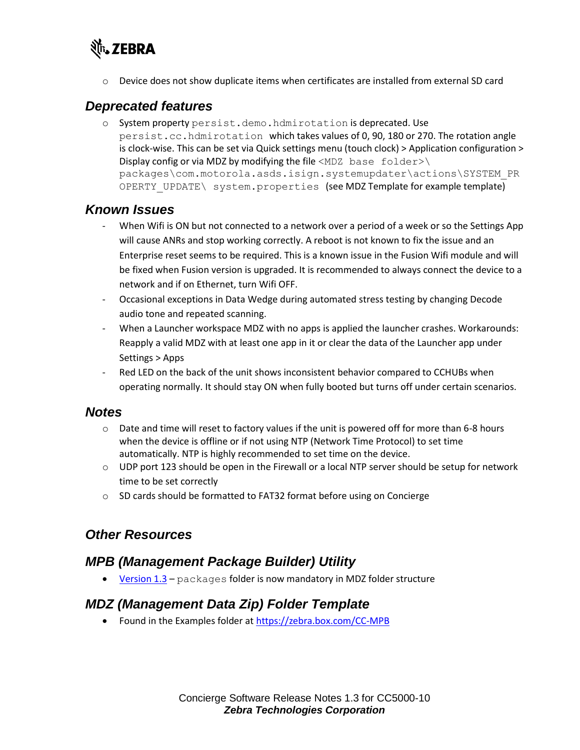- Device does not show duplicate items when certificates are installed from external SD card

## *Deprecated features*

- System property `persist.demo.hdmirotation` is deprecated. Use `persist.cc.hdmirotation` which takes values of 0, 90, 180 or 270. The rotation angle is clock-wise. This can be set via Quick settings menu (touch clock) > Application configuration > Display config or via MDZ by modifying the file `<MDZ base folder>\packages\com.motorola.asds.isign.systemupdater\actions\SYSTEM_PROPERTY_UPDATE\ system.properties` (see MDZ Template for example template)

## *Known Issues*

- When Wifi is ON but not connected to a network over a period of a week or so the Settings App will cause ANRs and stop working correctly. A reboot is not known to fix the issue and an Enterprise reset seems to be required. This is a known issue in the Fusion Wifi module and will be fixed when Fusion version is upgraded. It is recommended to always connect the device to a network and if on Ethernet, turn Wifi OFF.
- Occasional exceptions in Data Wedge during automated stress testing by changing Decode audio tone and repeated scanning.
- When a Launcher workspace MDZ with no apps is applied the launcher crashes. Workarounds: Reapply a valid MDZ with at least one app in it or clear the data of the Launcher app under Settings > Apps
- Red LED on the back of the unit shows inconsistent behavior compared to CCHUBs when operating normally. It should stay ON when fully booted but turns off under certain scenarios.

## *Notes*

- Date and time will reset to factory values if the unit is powered off for more than 6-8 hours when the device is offline or if not using NTP (Network Time Protocol) to set time automatically. NTP is highly recommended to set time on the device.
- UDP port 123 should be open in the Firewall or a local NTP server should be setup for network time to be set correctly
- SD cards should be formatted to FAT32 format before using on Concierge

## *Other Resources*

## *MPB (Management Package Builder) Utility*

- Version 1.3 – `packages` folder is now mandatory in MDZ folder structure

## *MDZ (Management Data Zip) Folder Template*

- Found in the Examples folder at https://zebra.box.com/CC-MPB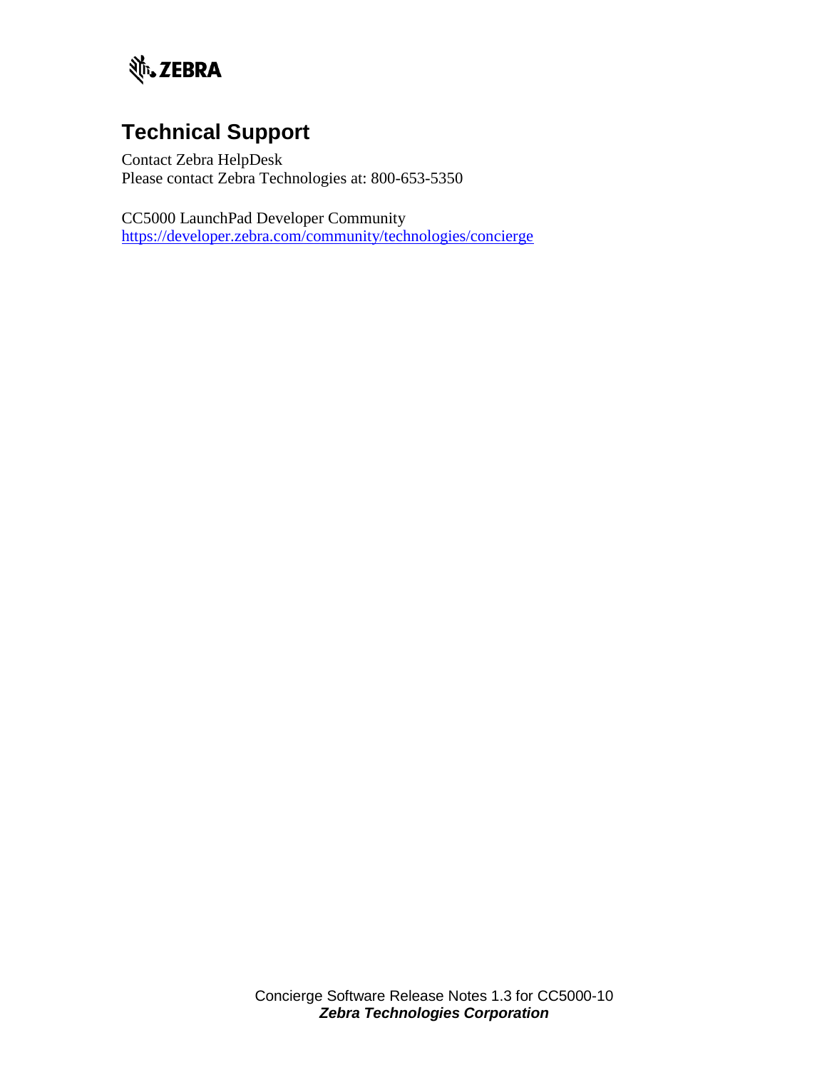# Technical Support

Contact Zebra HelpDesk
Please contact Zebra Technologies at: 800-653-5350

CC5000 LaunchPad Developer Community
https://developer.zebra.com/community/technologies/concierge